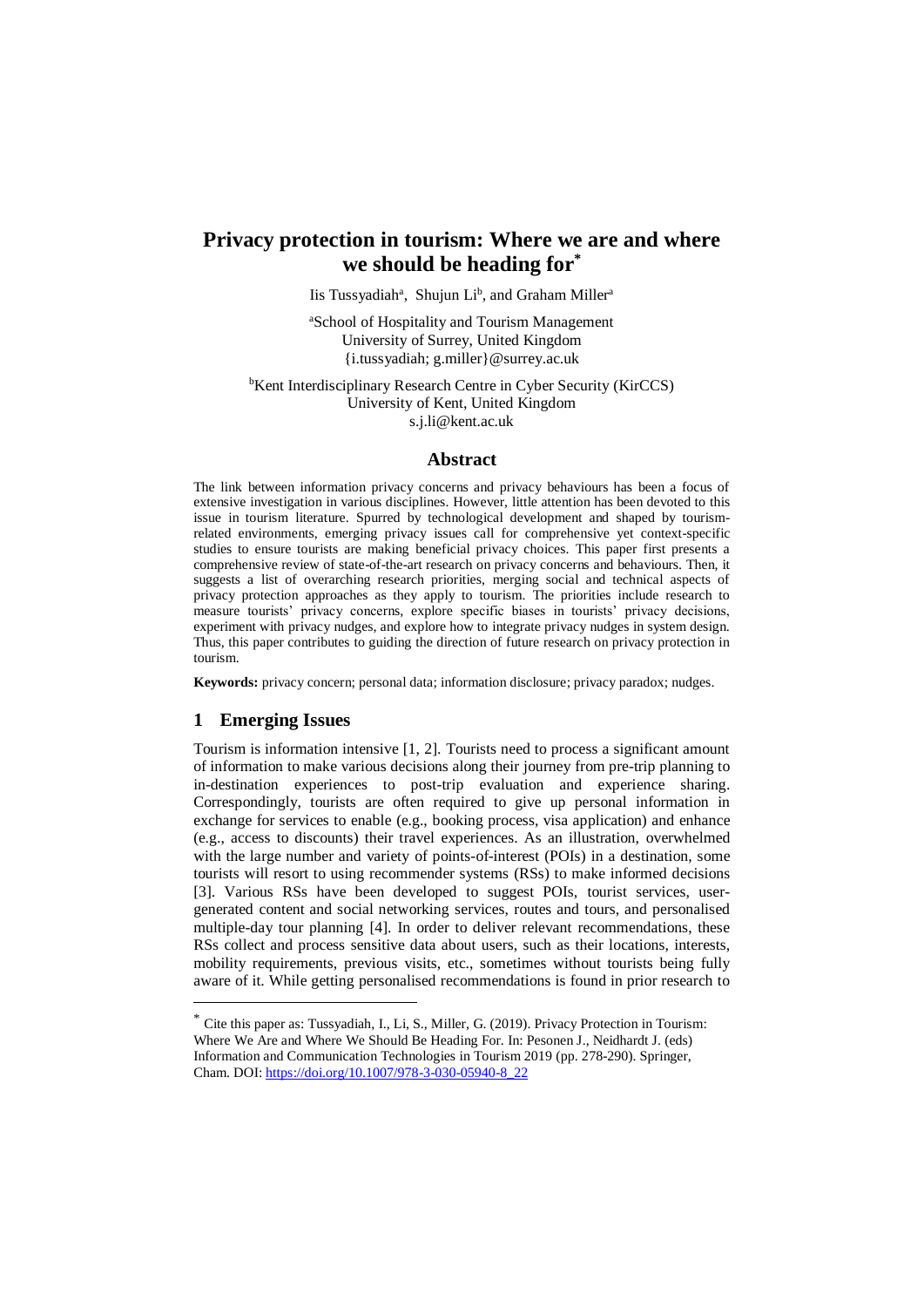# Privacy protection in tourism: Where we are and where we should be heading for[*]

Iis Tussyadiah[a], Shujun Li[b], and Graham Miller[a]

[a]School of Hospitality and Tourism Management
University of Surrey, United Kingdom
{i.tussyadiah; g.miller}@surrey.ac.uk

[b]Kent Interdisciplinary Research Centre in Cyber Security (KirCCS)
University of Kent, United Kingdom
s.j.li@kent.ac.uk

## Abstract

The link between information privacy concerns and privacy behaviours has been a focus of extensive investigation in various disciplines. However, little attention has been devoted to this issue in tourism literature. Spurred by technological development and shaped by tourism-related environments, emerging privacy issues call for comprehensive yet context-specific studies to ensure tourists are making beneficial privacy choices. This paper first presents a comprehensive review of state-of-the-art research on privacy concerns and behaviours. Then, it suggests a list of overarching research priorities, merging social and technical aspects of privacy protection approaches as they apply to tourism. The priorities include research to measure tourists' privacy concerns, explore specific biases in tourists' privacy decisions, experiment with privacy nudges, and explore how to integrate privacy nudges in system design. Thus, this paper contributes to guiding the direction of future research on privacy protection in tourism.

**Keywords:** privacy concern; personal data; information disclosure; privacy paradox; nudges.

## 1 Emerging Issues

Tourism is information intensive [1, 2]. Tourists need to process a significant amount of information to make various decisions along their journey from pre-trip planning to in-destination experiences to post-trip evaluation and experience sharing. Correspondingly, tourists are often required to give up personal information in exchange for services to enable (e.g., booking process, visa application) and enhance (e.g., access to discounts) their travel experiences. As an illustration, overwhelmed with the large number and variety of points-of-interest (POIs) in a destination, some tourists will resort to using recommender systems (RSs) to make informed decisions [3]. Various RSs have been developed to suggest POIs, tourist services, user-generated content and social networking services, routes and tours, and personalised multiple-day tour planning [4]. In order to deliver relevant recommendations, these RSs collect and process sensitive data about users, such as their locations, interests, mobility requirements, previous visits, etc., sometimes without tourists being fully aware of it. While getting personalised recommendations is found in prior research to

---

[*] Cite this paper as: Tussyadiah, I., Li, S., Miller, G. (2019). Privacy Protection in Tourism: Where We Are and Where We Should Be Heading For. In: Pesonen J., Neidhardt J. (eds) Information and Communication Technologies in Tourism 2019 (pp. 278-290). Springer, Cham. DOI: https://doi.org/10.1007/978-3-030-05940-8_22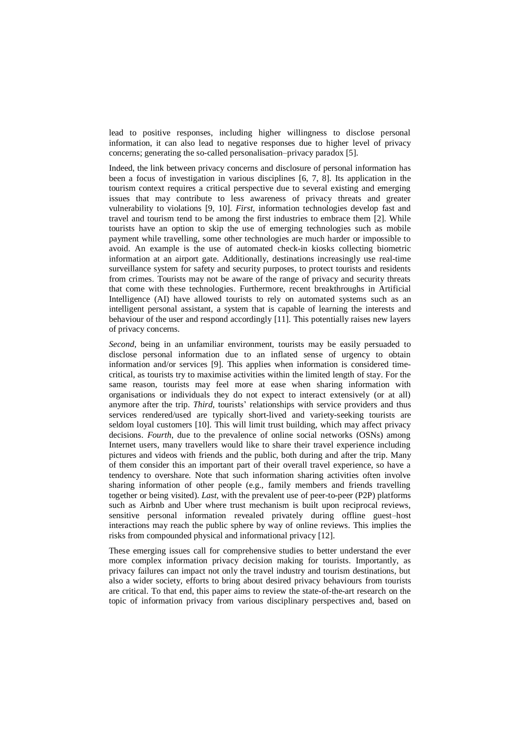lead to positive responses, including higher willingness to disclose personal information, it can also lead to negative responses due to higher level of privacy concerns; generating the so-called personalisation–privacy paradox [5].

Indeed, the link between privacy concerns and disclosure of personal information has been a focus of investigation in various disciplines [6, 7, 8]. Its application in the tourism context requires a critical perspective due to several existing and emerging issues that may contribute to less awareness of privacy threats and greater vulnerability to violations [9, 10]. *First*, information technologies develop fast and travel and tourism tend to be among the first industries to embrace them [2]. While tourists have an option to skip the use of emerging technologies such as mobile payment while travelling, some other technologies are much harder or impossible to avoid. An example is the use of automated check-in kiosks collecting biometric information at an airport gate. Additionally, destinations increasingly use real-time surveillance system for safety and security purposes, to protect tourists and residents from crimes. Tourists may not be aware of the range of privacy and security threats that come with these technologies. Furthermore, recent breakthroughs in Artificial Intelligence (AI) have allowed tourists to rely on automated systems such as an intelligent personal assistant, a system that is capable of learning the interests and behaviour of the user and respond accordingly [11]. This potentially raises new layers of privacy concerns.

*Second*, being in an unfamiliar environment, tourists may be easily persuaded to disclose personal information due to an inflated sense of urgency to obtain information and/or services [9]. This applies when information is considered time-critical, as tourists try to maximise activities within the limited length of stay. For the same reason, tourists may feel more at ease when sharing information with organisations or individuals they do not expect to interact extensively (or at all) anymore after the trip. *Third*, tourists' relationships with service providers and thus services rendered/used are typically short-lived and variety-seeking tourists are seldom loyal customers [10]. This will limit trust building, which may affect privacy decisions. *Fourth*, due to the prevalence of online social networks (OSNs) among Internet users, many travellers would like to share their travel experience including pictures and videos with friends and the public, both during and after the trip. Many of them consider this an important part of their overall travel experience, so have a tendency to overshare. Note that such information sharing activities often involve sharing information of other people (e.g., family members and friends travelling together or being visited). *Last*, with the prevalent use of peer-to-peer (P2P) platforms such as Airbnb and Uber where trust mechanism is built upon reciprocal reviews, sensitive personal information revealed privately during offline guest–host interactions may reach the public sphere by way of online reviews. This implies the risks from compounded physical and informational privacy [12].

These emerging issues call for comprehensive studies to better understand the ever more complex information privacy decision making for tourists. Importantly, as privacy failures can impact not only the travel industry and tourism destinations, but also a wider society, efforts to bring about desired privacy behaviours from tourists are critical. To that end, this paper aims to review the state-of-the-art research on the topic of information privacy from various disciplinary perspectives and, based on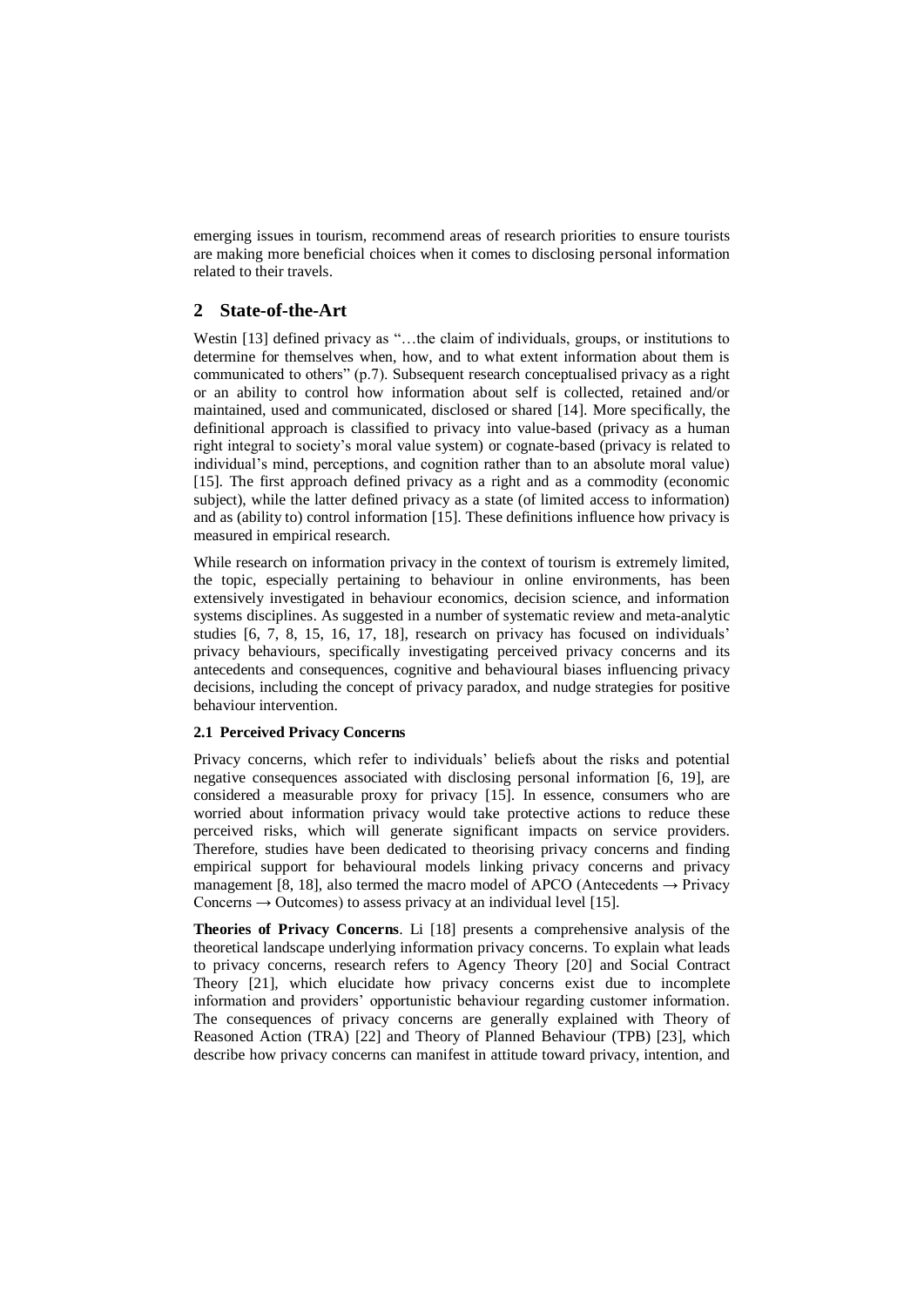emerging issues in tourism, recommend areas of research priorities to ensure tourists are making more beneficial choices when it comes to disclosing personal information related to their travels.

## 2 State-of-the-Art

Westin [13] defined privacy as "…the claim of individuals, groups, or institutions to determine for themselves when, how, and to what extent information about them is communicated to others" (p.7). Subsequent research conceptualised privacy as a right or an ability to control how information about self is collected, retained and/or maintained, used and communicated, disclosed or shared [14]. More specifically, the definitional approach is classified to privacy into value-based (privacy as a human right integral to society's moral value system) or cognate-based (privacy is related to individual's mind, perceptions, and cognition rather than to an absolute moral value) [15]. The first approach defined privacy as a right and as a commodity (economic subject), while the latter defined privacy as a state (of limited access to information) and as (ability to) control information [15]. These definitions influence how privacy is measured in empirical research.

While research on information privacy in the context of tourism is extremely limited, the topic, especially pertaining to behaviour in online environments, has been extensively investigated in behaviour economics, decision science, and information systems disciplines. As suggested in a number of systematic review and meta-analytic studies [6, 7, 8, 15, 16, 17, 18], research on privacy has focused on individuals' privacy behaviours, specifically investigating perceived privacy concerns and its antecedents and consequences, cognitive and behavioural biases influencing privacy decisions, including the concept of privacy paradox, and nudge strategies for positive behaviour intervention.

### 2.1 Perceived Privacy Concerns

Privacy concerns, which refer to individuals' beliefs about the risks and potential negative consequences associated with disclosing personal information [6, 19], are considered a measurable proxy for privacy [15]. In essence, consumers who are worried about information privacy would take protective actions to reduce these perceived risks, which will generate significant impacts on service providers. Therefore, studies have been dedicated to theorising privacy concerns and finding empirical support for behavioural models linking privacy concerns and privacy management [8, 18], also termed the macro model of APCO (Antecedents → Privacy Concerns → Outcomes) to assess privacy at an individual level [15].

**Theories of Privacy Concerns**. Li [18] presents a comprehensive analysis of the theoretical landscape underlying information privacy concerns. To explain what leads to privacy concerns, research refers to Agency Theory [20] and Social Contract Theory [21], which elucidate how privacy concerns exist due to incomplete information and providers' opportunistic behaviour regarding customer information. The consequences of privacy concerns are generally explained with Theory of Reasoned Action (TRA) [22] and Theory of Planned Behaviour (TPB) [23], which describe how privacy concerns can manifest in attitude toward privacy, intention, and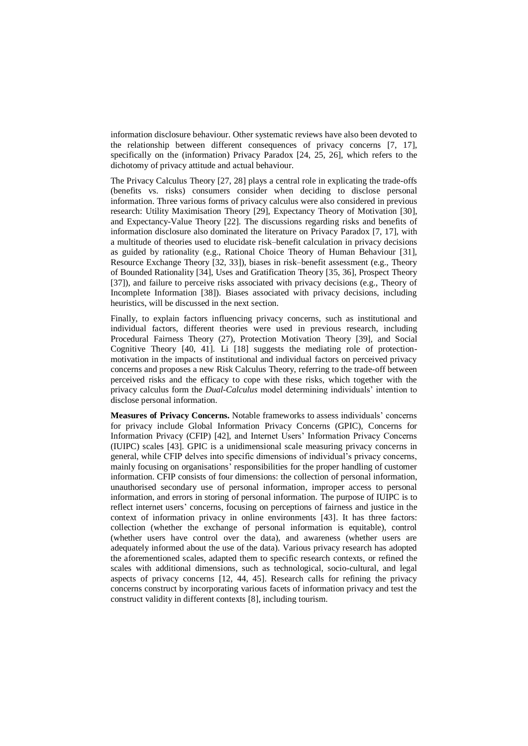information disclosure behaviour. Other systematic reviews have also been devoted to the relationship between different consequences of privacy concerns [7, 17], specifically on the (information) Privacy Paradox [24, 25, 26], which refers to the dichotomy of privacy attitude and actual behaviour.

The Privacy Calculus Theory [27, 28] plays a central role in explicating the trade-offs (benefits vs. risks) consumers consider when deciding to disclose personal information. Three various forms of privacy calculus were also considered in previous research: Utility Maximisation Theory [29], Expectancy Theory of Motivation [30], and Expectancy-Value Theory [22]. The discussions regarding risks and benefits of information disclosure also dominated the literature on Privacy Paradox [7, 17], with a multitude of theories used to elucidate risk–benefit calculation in privacy decisions as guided by rationality (e.g., Rational Choice Theory of Human Behaviour [31], Resource Exchange Theory [32, 33]), biases in risk–benefit assessment (e.g., Theory of Bounded Rationality [34], Uses and Gratification Theory [35, 36], Prospect Theory [37]), and failure to perceive risks associated with privacy decisions (e.g., Theory of Incomplete Information [38]). Biases associated with privacy decisions, including heuristics, will be discussed in the next section.

Finally, to explain factors influencing privacy concerns, such as institutional and individual factors, different theories were used in previous research, including Procedural Fairness Theory (27), Protection Motivation Theory [39], and Social Cognitive Theory [40, 41]. Li [18] suggests the mediating role of protection-motivation in the impacts of institutional and individual factors on perceived privacy concerns and proposes a new Risk Calculus Theory, referring to the trade-off between perceived risks and the efficacy to cope with these risks, which together with the privacy calculus form the *Dual-Calculus* model determining individuals' intention to disclose personal information.

**Measures of Privacy Concerns.** Notable frameworks to assess individuals' concerns for privacy include Global Information Privacy Concerns (GPIC), Concerns for Information Privacy (CFIP) [42], and Internet Users' Information Privacy Concerns (IUIPC) scales [43]. GPIC is a unidimensional scale measuring privacy concerns in general, while CFIP delves into specific dimensions of individual's privacy concerns, mainly focusing on organisations' responsibilities for the proper handling of customer information. CFIP consists of four dimensions: the collection of personal information, unauthorised secondary use of personal information, improper access to personal information, and errors in storing of personal information. The purpose of IUIPC is to reflect internet users' concerns, focusing on perceptions of fairness and justice in the context of information privacy in online environments [43]. It has three factors: collection (whether the exchange of personal information is equitable), control (whether users have control over the data), and awareness (whether users are adequately informed about the use of the data). Various privacy research has adopted the aforementioned scales, adapted them to specific research contexts, or refined the scales with additional dimensions, such as technological, socio-cultural, and legal aspects of privacy concerns [12, 44, 45]. Research calls for refining the privacy concerns construct by incorporating various facets of information privacy and test the construct validity in different contexts [8], including tourism.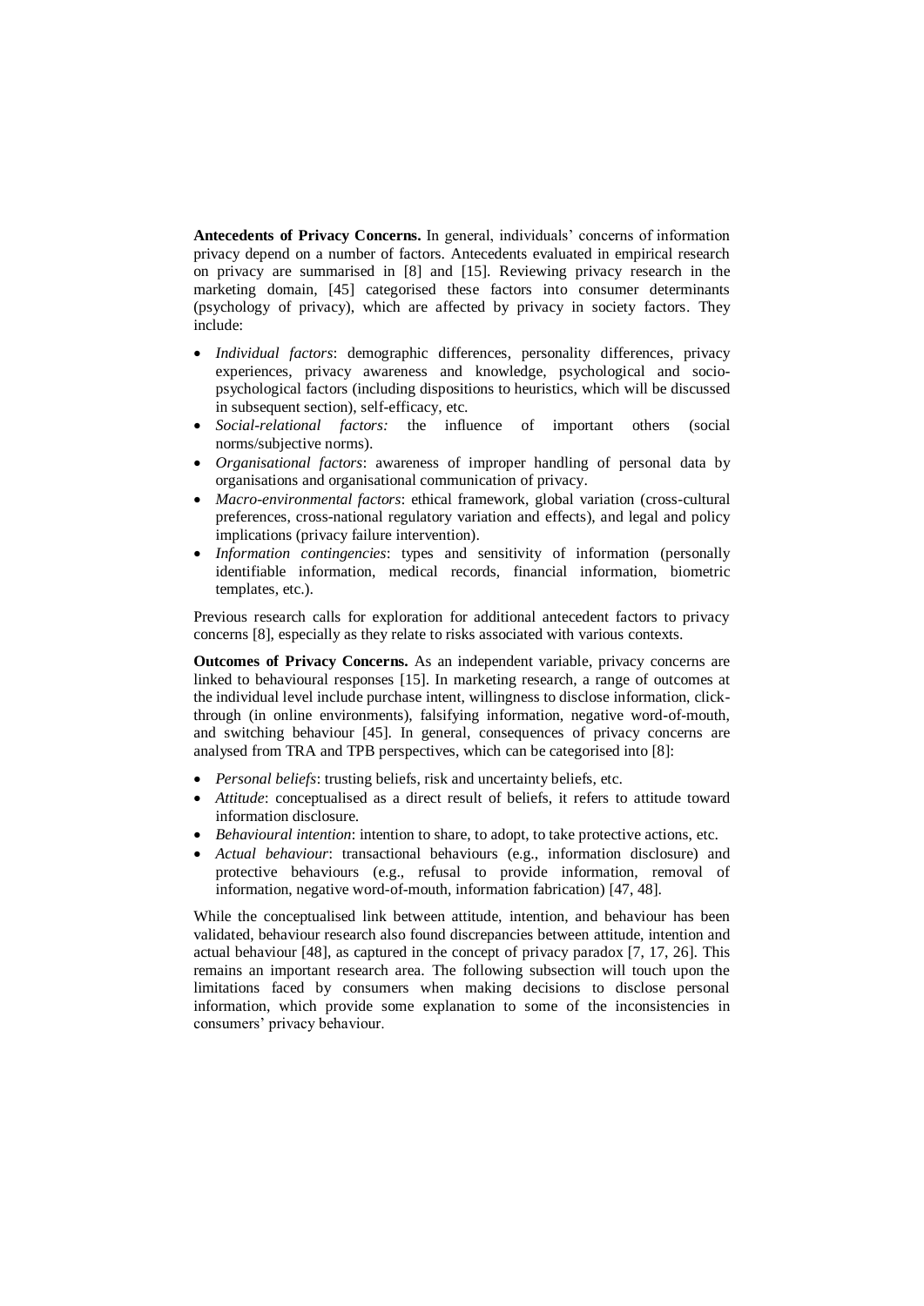**Antecedents of Privacy Concerns.** In general, individuals' concerns of information privacy depend on a number of factors. Antecedents evaluated in empirical research on privacy are summarised in [8] and [15]. Reviewing privacy research in the marketing domain, [45] categorised these factors into consumer determinants (psychology of privacy), which are affected by privacy in society factors. They include:

- *Individual factors*: demographic differences, personality differences, privacy experiences, privacy awareness and knowledge, psychological and socio-psychological factors (including dispositions to heuristics, which will be discussed in subsequent section), self-efficacy, etc.
- *Social-relational factors:* the influence of important others (social norms/subjective norms).
- *Organisational factors*: awareness of improper handling of personal data by organisations and organisational communication of privacy.
- *Macro-environmental factors*: ethical framework, global variation (cross-cultural preferences, cross-national regulatory variation and effects), and legal and policy implications (privacy failure intervention).
- *Information contingencies*: types and sensitivity of information (personally identifiable information, medical records, financial information, biometric templates, etc.).

Previous research calls for exploration for additional antecedent factors to privacy concerns [8], especially as they relate to risks associated with various contexts.

**Outcomes of Privacy Concerns.** As an independent variable, privacy concerns are linked to behavioural responses [15]. In marketing research, a range of outcomes at the individual level include purchase intent, willingness to disclose information, click-through (in online environments), falsifying information, negative word-of-mouth, and switching behaviour [45]. In general, consequences of privacy concerns are analysed from TRA and TPB perspectives, which can be categorised into [8]:

- *Personal beliefs*: trusting beliefs, risk and uncertainty beliefs, etc.
- *Attitude*: conceptualised as a direct result of beliefs, it refers to attitude toward information disclosure.
- *Behavioural intention*: intention to share, to adopt, to take protective actions, etc.
- *Actual behaviour*: transactional behaviours (e.g., information disclosure) and protective behaviours (e.g., refusal to provide information, removal of information, negative word-of-mouth, information fabrication) [47, 48].

While the conceptualised link between attitude, intention, and behaviour has been validated, behaviour research also found discrepancies between attitude, intention and actual behaviour [48], as captured in the concept of privacy paradox [7, 17, 26]. This remains an important research area. The following subsection will touch upon the limitations faced by consumers when making decisions to disclose personal information, which provide some explanation to some of the inconsistencies in consumers' privacy behaviour.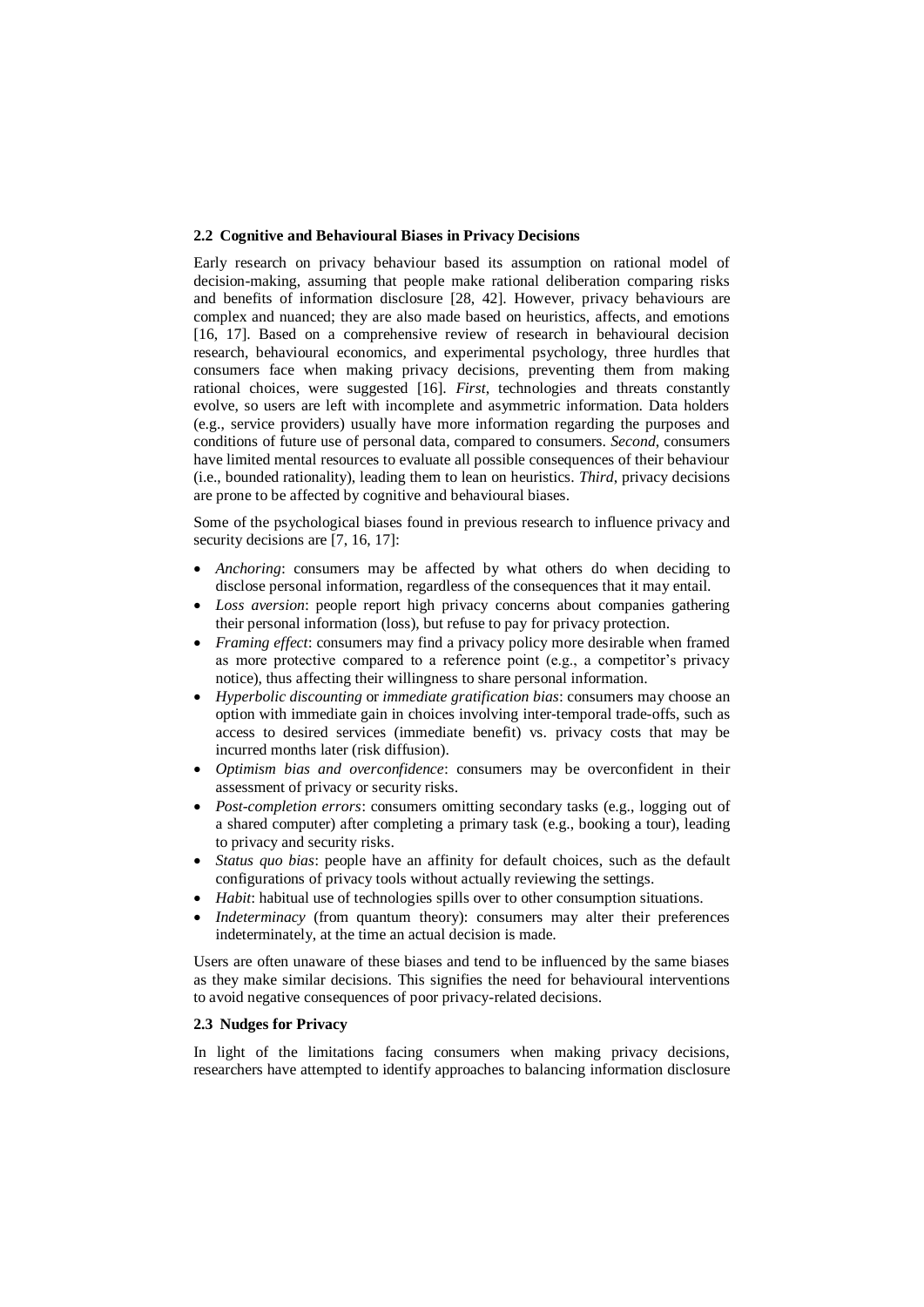### 2.2 Cognitive and Behavioural Biases in Privacy Decisions

Early research on privacy behaviour based its assumption on rational model of decision-making, assuming that people make rational deliberation comparing risks and benefits of information disclosure [28, 42]. However, privacy behaviours are complex and nuanced; they are also made based on heuristics, affects, and emotions [16, 17]. Based on a comprehensive review of research in behavioural decision research, behavioural economics, and experimental psychology, three hurdles that consumers face when making privacy decisions, preventing them from making rational choices, were suggested [16]. *First*, technologies and threats constantly evolve, so users are left with incomplete and asymmetric information. Data holders (e.g., service providers) usually have more information regarding the purposes and conditions of future use of personal data, compared to consumers. *Second*, consumers have limited mental resources to evaluate all possible consequences of their behaviour (i.e., bounded rationality), leading them to lean on heuristics. *Third*, privacy decisions are prone to be affected by cognitive and behavioural biases.

Some of the psychological biases found in previous research to influence privacy and security decisions are [7, 16, 17]:

- *Anchoring*: consumers may be affected by what others do when deciding to disclose personal information, regardless of the consequences that it may entail.
- *Loss aversion*: people report high privacy concerns about companies gathering their personal information (loss), but refuse to pay for privacy protection.
- *Framing effect*: consumers may find a privacy policy more desirable when framed as more protective compared to a reference point (e.g., a competitor's privacy notice), thus affecting their willingness to share personal information.
- *Hyperbolic discounting* or *immediate gratification bias*: consumers may choose an option with immediate gain in choices involving inter-temporal trade-offs, such as access to desired services (immediate benefit) vs. privacy costs that may be incurred months later (risk diffusion).
- *Optimism bias and overconfidence*: consumers may be overconfident in their assessment of privacy or security risks.
- *Post-completion errors*: consumers omitting secondary tasks (e.g., logging out of a shared computer) after completing a primary task (e.g., booking a tour), leading to privacy and security risks.
- *Status quo bias*: people have an affinity for default choices, such as the default configurations of privacy tools without actually reviewing the settings.
- *Habit*: habitual use of technologies spills over to other consumption situations.
- *Indeterminacy* (from quantum theory): consumers may alter their preferences indeterminately, at the time an actual decision is made.

Users are often unaware of these biases and tend to be influenced by the same biases as they make similar decisions. This signifies the need for behavioural interventions to avoid negative consequences of poor privacy-related decisions.

### 2.3 Nudges for Privacy

In light of the limitations facing consumers when making privacy decisions, researchers have attempted to identify approaches to balancing information disclosure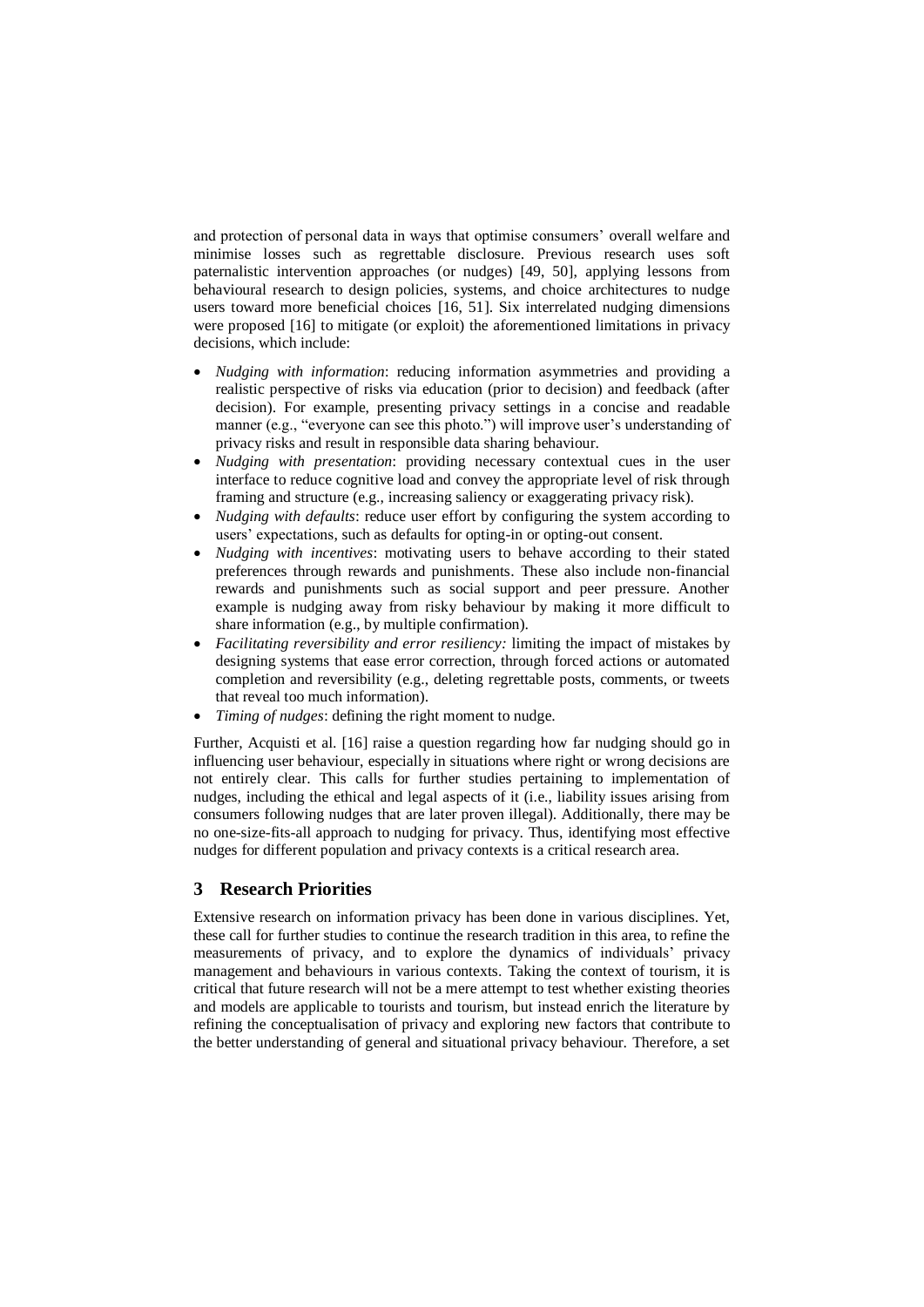and protection of personal data in ways that optimise consumers' overall welfare and minimise losses such as regrettable disclosure. Previous research uses soft paternalistic intervention approaches (or nudges) [49, 50], applying lessons from behavioural research to design policies, systems, and choice architectures to nudge users toward more beneficial choices [16, 51]. Six interrelated nudging dimensions were proposed [16] to mitigate (or exploit) the aforementioned limitations in privacy decisions, which include:

- *Nudging with information*: reducing information asymmetries and providing a realistic perspective of risks via education (prior to decision) and feedback (after decision). For example, presenting privacy settings in a concise and readable manner (e.g., "everyone can see this photo.") will improve user's understanding of privacy risks and result in responsible data sharing behaviour.
- *Nudging with presentation*: providing necessary contextual cues in the user interface to reduce cognitive load and convey the appropriate level of risk through framing and structure (e.g., increasing saliency or exaggerating privacy risk).
- *Nudging with defaults*: reduce user effort by configuring the system according to users' expectations, such as defaults for opting-in or opting-out consent.
- *Nudging with incentives*: motivating users to behave according to their stated preferences through rewards and punishments. These also include non-financial rewards and punishments such as social support and peer pressure. Another example is nudging away from risky behaviour by making it more difficult to share information (e.g., by multiple confirmation).
- *Facilitating reversibility and error resiliency:* limiting the impact of mistakes by designing systems that ease error correction, through forced actions or automated completion and reversibility (e.g., deleting regrettable posts, comments, or tweets that reveal too much information).
- *Timing of nudges*: defining the right moment to nudge.

Further, Acquisti et al. [16] raise a question regarding how far nudging should go in influencing user behaviour, especially in situations where right or wrong decisions are not entirely clear. This calls for further studies pertaining to implementation of nudges, including the ethical and legal aspects of it (i.e., liability issues arising from consumers following nudges that are later proven illegal). Additionally, there may be no one-size-fits-all approach to nudging for privacy. Thus, identifying most effective nudges for different population and privacy contexts is a critical research area.

## 3 Research Priorities

Extensive research on information privacy has been done in various disciplines. Yet, these call for further studies to continue the research tradition in this area, to refine the measurements of privacy, and to explore the dynamics of individuals' privacy management and behaviours in various contexts. Taking the context of tourism, it is critical that future research will not be a mere attempt to test whether existing theories and models are applicable to tourists and tourism, but instead enrich the literature by refining the conceptualisation of privacy and exploring new factors that contribute to the better understanding of general and situational privacy behaviour. Therefore, a set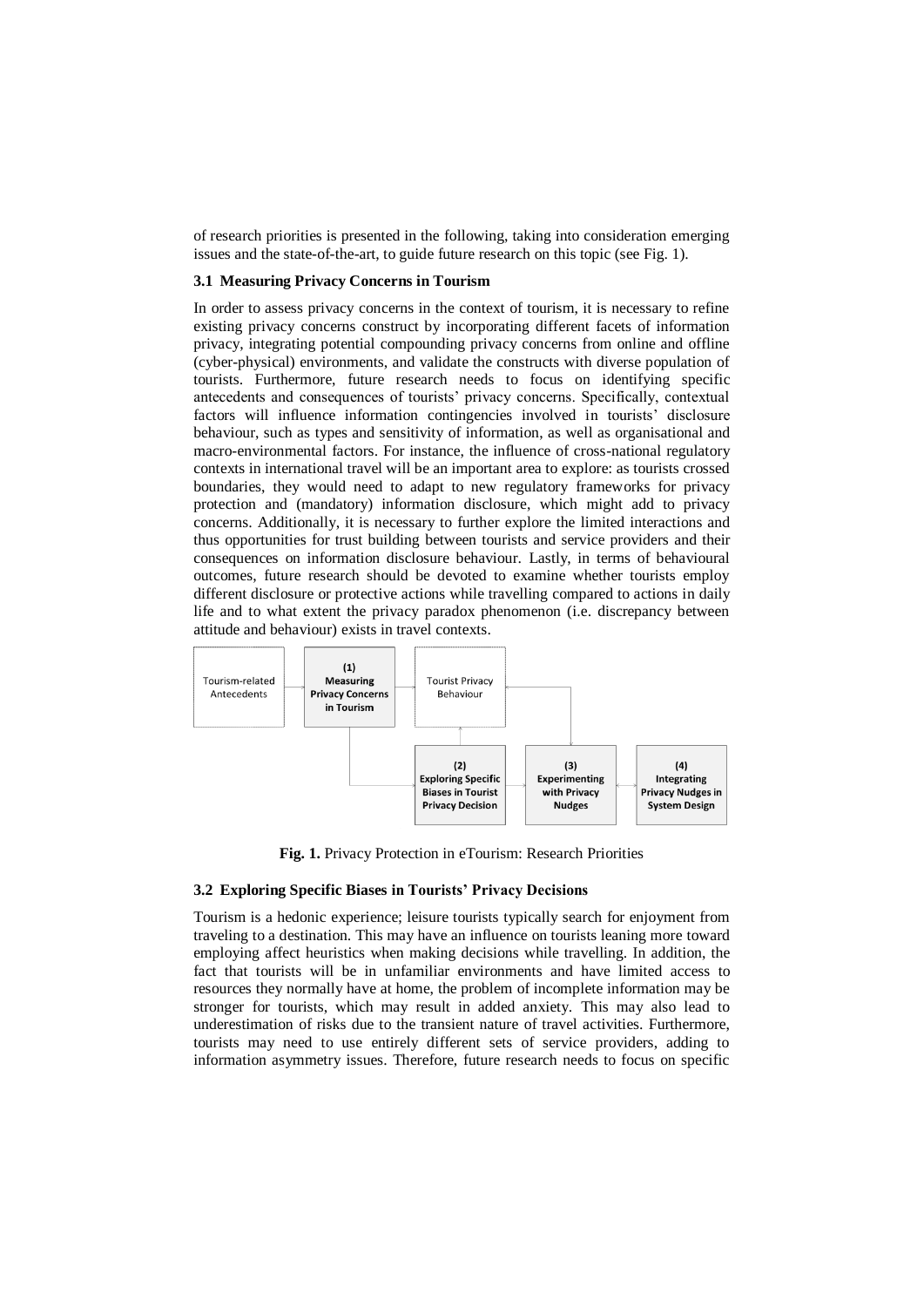of research priorities is presented in the following, taking into consideration emerging issues and the state-of-the-art, to guide future research on this topic (see Fig. 1).

### 3.1 Measuring Privacy Concerns in Tourism

In order to assess privacy concerns in the context of tourism, it is necessary to refine existing privacy concerns construct by incorporating different facets of information privacy, integrating potential compounding privacy concerns from online and offline (cyber-physical) environments, and validate the constructs with diverse population of tourists. Furthermore, future research needs to focus on identifying specific antecedents and consequences of tourists' privacy concerns. Specifically, contextual factors will influence information contingencies involved in tourists' disclosure behaviour, such as types and sensitivity of information, as well as organisational and macro-environmental factors. For instance, the influence of cross-national regulatory contexts in international travel will be an important area to explore: as tourists crossed boundaries, they would need to adapt to new regulatory frameworks for privacy protection and (mandatory) information disclosure, which might add to privacy concerns. Additionally, it is necessary to further explore the limited interactions and thus opportunities for trust building between tourists and service providers and their consequences on information disclosure behaviour. Lastly, in terms of behavioural outcomes, future research should be devoted to examine whether tourists employ different disclosure or protective actions while travelling compared to actions in daily life and to what extent the privacy paradox phenomenon (i.e. discrepancy between attitude and behaviour) exists in travel contexts.

Tourism-related Antecedents | (1) Measuring Privacy Concerns in Tourism | Tourist Privacy Behaviour | (2) Exploring Specific Biases in Tourist Privacy Decision | (3) Experimenting with Privacy Nudges | (4) Integrating Privacy Nudges in System Design

**Fig. 1.** Privacy Protection in eTourism: Research Priorities

### 3.2 Exploring Specific Biases in Tourists' Privacy Decisions

Tourism is a hedonic experience; leisure tourists typically search for enjoyment from traveling to a destination. This may have an influence on tourists leaning more toward employing affect heuristics when making decisions while travelling. In addition, the fact that tourists will be in unfamiliar environments and have limited access to resources they normally have at home, the problem of incomplete information may be stronger for tourists, which may result in added anxiety. This may also lead to underestimation of risks due to the transient nature of travel activities. Furthermore, tourists may need to use entirely different sets of service providers, adding to information asymmetry issues. Therefore, future research needs to focus on specific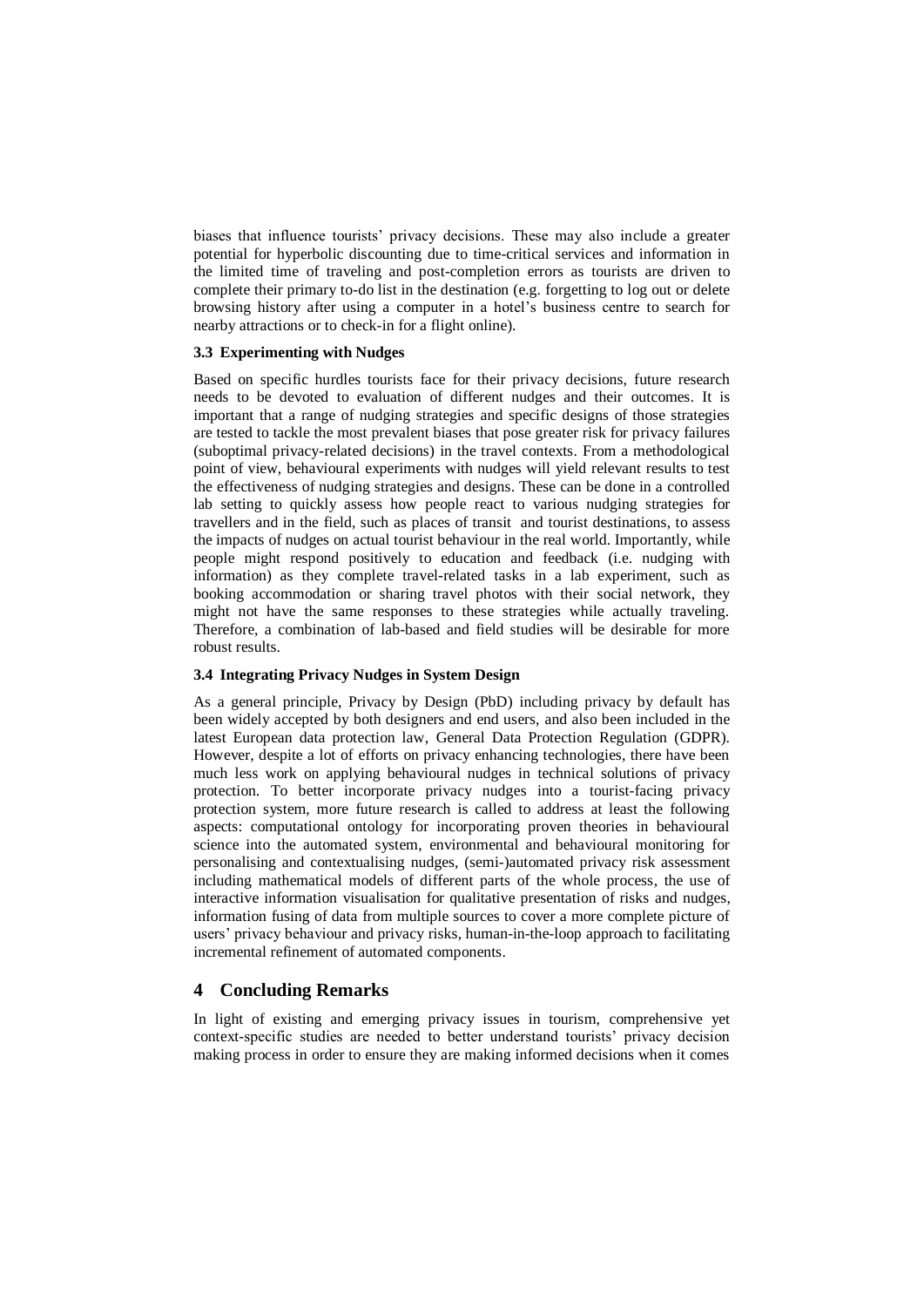biases that influence tourists' privacy decisions. These may also include a greater potential for hyperbolic discounting due to time-critical services and information in the limited time of traveling and post-completion errors as tourists are driven to complete their primary to-do list in the destination (e.g. forgetting to log out or delete browsing history after using a computer in a hotel's business centre to search for nearby attractions or to check-in for a flight online).

### 3.3 Experimenting with Nudges

Based on specific hurdles tourists face for their privacy decisions, future research needs to be devoted to evaluation of different nudges and their outcomes. It is important that a range of nudging strategies and specific designs of those strategies are tested to tackle the most prevalent biases that pose greater risk for privacy failures (suboptimal privacy-related decisions) in the travel contexts. From a methodological point of view, behavioural experiments with nudges will yield relevant results to test the effectiveness of nudging strategies and designs. These can be done in a controlled lab setting to quickly assess how people react to various nudging strategies for travellers and in the field, such as places of transit and tourist destinations, to assess the impacts of nudges on actual tourist behaviour in the real world. Importantly, while people might respond positively to education and feedback (i.e. nudging with information) as they complete travel-related tasks in a lab experiment, such as booking accommodation or sharing travel photos with their social network, they might not have the same responses to these strategies while actually traveling. Therefore, a combination of lab-based and field studies will be desirable for more robust results.

### 3.4 Integrating Privacy Nudges in System Design

As a general principle, Privacy by Design (PbD) including privacy by default has been widely accepted by both designers and end users, and also been included in the latest European data protection law, General Data Protection Regulation (GDPR). However, despite a lot of efforts on privacy enhancing technologies, there have been much less work on applying behavioural nudges in technical solutions of privacy protection. To better incorporate privacy nudges into a tourist-facing privacy protection system, more future research is called to address at least the following aspects: computational ontology for incorporating proven theories in behavioural science into the automated system, environmental and behavioural monitoring for personalising and contextualising nudges, (semi-)automated privacy risk assessment including mathematical models of different parts of the whole process, the use of interactive information visualisation for qualitative presentation of risks and nudges, information fusing of data from multiple sources to cover a more complete picture of users' privacy behaviour and privacy risks, human-in-the-loop approach to facilitating incremental refinement of automated components.

## 4 Concluding Remarks

In light of existing and emerging privacy issues in tourism, comprehensive yet context-specific studies are needed to better understand tourists' privacy decision making process in order to ensure they are making informed decisions when it comes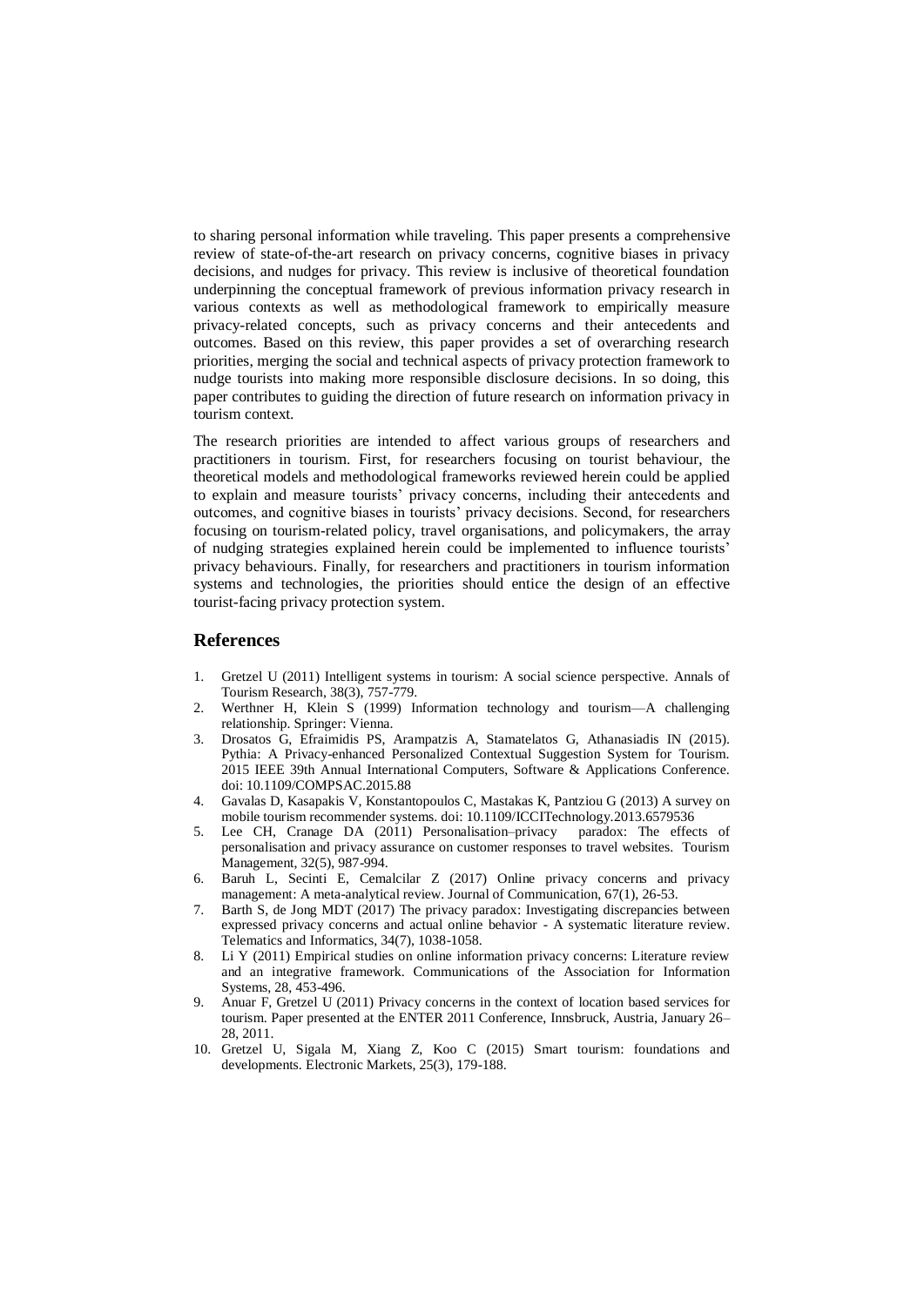to sharing personal information while traveling. This paper presents a comprehensive review of state-of-the-art research on privacy concerns, cognitive biases in privacy decisions, and nudges for privacy. This review is inclusive of theoretical foundation underpinning the conceptual framework of previous information privacy research in various contexts as well as methodological framework to empirically measure privacy-related concepts, such as privacy concerns and their antecedents and outcomes. Based on this review, this paper provides a set of overarching research priorities, merging the social and technical aspects of privacy protection framework to nudge tourists into making more responsible disclosure decisions. In so doing, this paper contributes to guiding the direction of future research on information privacy in tourism context.

The research priorities are intended to affect various groups of researchers and practitioners in tourism. First, for researchers focusing on tourist behaviour, the theoretical models and methodological frameworks reviewed herein could be applied to explain and measure tourists' privacy concerns, including their antecedents and outcomes, and cognitive biases in tourists' privacy decisions. Second, for researchers focusing on tourism-related policy, travel organisations, and policymakers, the array of nudging strategies explained herein could be implemented to influence tourists' privacy behaviours. Finally, for researchers and practitioners in tourism information systems and technologies, the priorities should entice the design of an effective tourist-facing privacy protection system.

## References

1. Gretzel U (2011) Intelligent systems in tourism: A social science perspective. Annals of Tourism Research, 38(3), 757-779.
2. Werthner H, Klein S (1999) Information technology and tourism—A challenging relationship. Springer: Vienna.
3. Drosatos G, Efraimidis PS, Arampatzis A, Stamatelatos G, Athanasiadis IN (2015). Pythia: A Privacy-enhanced Personalized Contextual Suggestion System for Tourism. 2015 IEEE 39th Annual International Computers, Software & Applications Conference. doi: 10.1109/COMPSAC.2015.88
4. Gavalas D, Kasapakis V, Konstantopoulos C, Mastakas K, Pantziou G (2013) A survey on mobile tourism recommender systems. doi: 10.1109/ICCITechnology.2013.6579536
5. Lee CH, Cranage DA (2011) Personalisation–privacy paradox: The effects of personalisation and privacy assurance on customer responses to travel websites. Tourism Management, 32(5), 987-994.
6. Baruh L, Secinti E, Cemalcilar Z (2017) Online privacy concerns and privacy management: A meta-analytical review. Journal of Communication, 67(1), 26-53.
7. Barth S, de Jong MDT (2017) The privacy paradox: Investigating discrepancies between expressed privacy concerns and actual online behavior - A systematic literature review. Telematics and Informatics, 34(7), 1038-1058.
8. Li Y (2011) Empirical studies on online information privacy concerns: Literature review and an integrative framework. Communications of the Association for Information Systems, 28, 453-496.
9. Anuar F, Gretzel U (2011) Privacy concerns in the context of location based services for tourism. Paper presented at the ENTER 2011 Conference, Innsbruck, Austria, January 26–28, 2011.
10. Gretzel U, Sigala M, Xiang Z, Koo C (2015) Smart tourism: foundations and developments. Electronic Markets, 25(3), 179-188.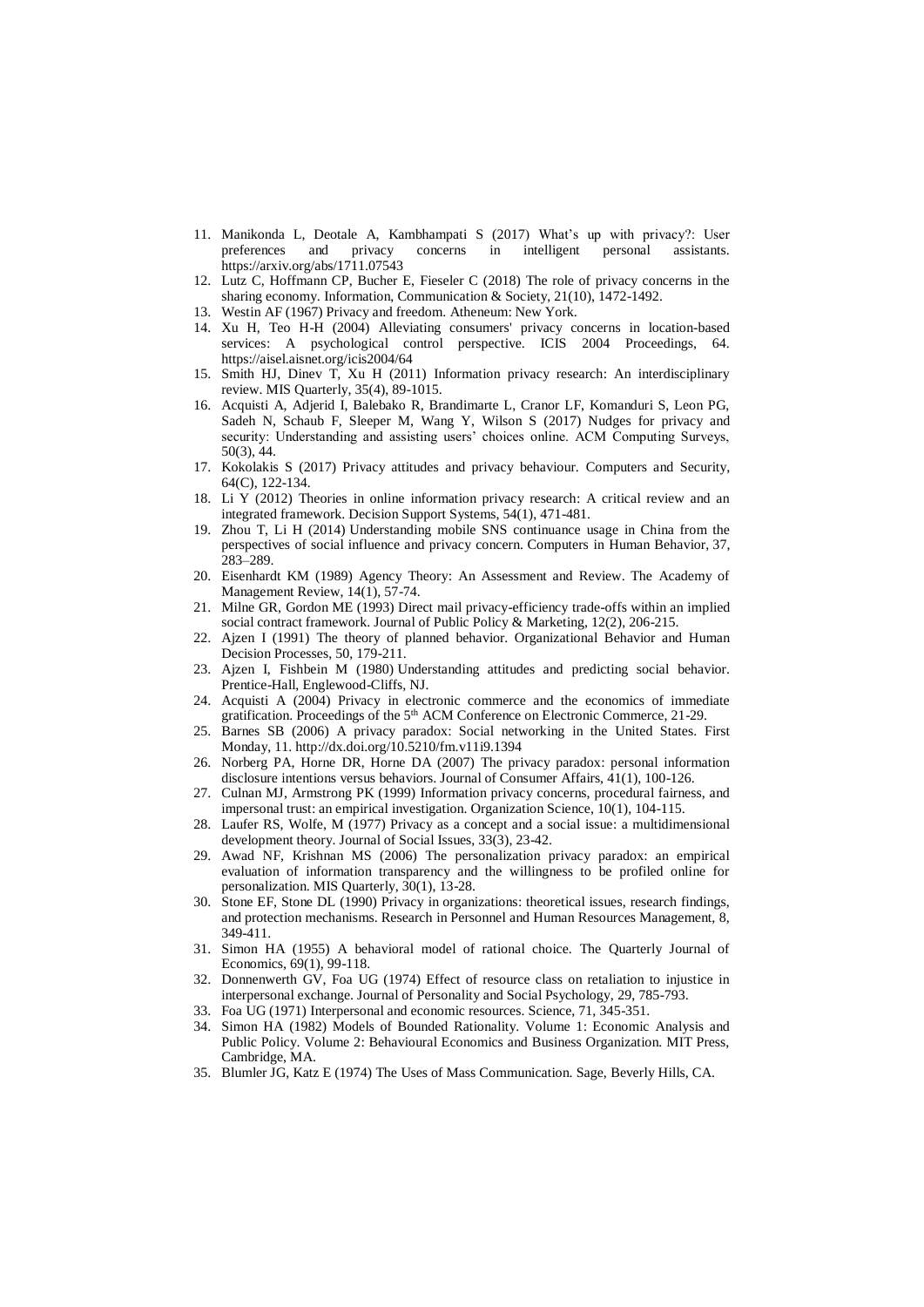11. Manikonda L, Deotale A, Kambhampati S (2017) What's up with privacy?: User preferences and privacy concerns in intelligent personal assistants. https://arxiv.org/abs/1711.07543
12. Lutz C, Hoffmann CP, Bucher E, Fieseler C (2018) The role of privacy concerns in the sharing economy. Information, Communication & Society, 21(10), 1472-1492.
13. Westin AF (1967) Privacy and freedom. Atheneum: New York.
14. Xu H, Teo H-H (2004) Alleviating consumers' privacy concerns in location-based services: A psychological control perspective. ICIS 2004 Proceedings, 64. https://aisel.aisnet.org/icis2004/64
15. Smith HJ, Dinev T, Xu H (2011) Information privacy research: An interdisciplinary review. MIS Quarterly, 35(4), 89-1015.
16. Acquisti A, Adjerid I, Balebako R, Brandimarte L, Cranor LF, Komanduri S, Leon PG, Sadeh N, Schaub F, Sleeper M, Wang Y, Wilson S (2017) Nudges for privacy and security: Understanding and assisting users' choices online. ACM Computing Surveys, 50(3), 44.
17. Kokolakis S (2017) Privacy attitudes and privacy behaviour. Computers and Security, 64(C), 122-134.
18. Li Y (2012) Theories in online information privacy research: A critical review and an integrated framework. Decision Support Systems, 54(1), 471-481.
19. Zhou T, Li H (2014) Understanding mobile SNS continuance usage in China from the perspectives of social influence and privacy concern. Computers in Human Behavior, 37, 283–289.
20. Eisenhardt KM (1989) Agency Theory: An Assessment and Review. The Academy of Management Review, 14(1), 57-74.
21. Milne GR, Gordon ME (1993) Direct mail privacy-efficiency trade-offs within an implied social contract framework. Journal of Public Policy & Marketing, 12(2), 206-215.
22. Ajzen I (1991) The theory of planned behavior. Organizational Behavior and Human Decision Processes, 50, 179-211.
23. Ajzen I, Fishbein M (1980) Understanding attitudes and predicting social behavior. Prentice-Hall, Englewood-Cliffs, NJ.
24. Acquisti A (2004) Privacy in electronic commerce and the economics of immediate gratification. Proceedings of the 5th ACM Conference on Electronic Commerce, 21-29.
25. Barnes SB (2006) A privacy paradox: Social networking in the United States. First Monday, 11. http://dx.doi.org/10.5210/fm.v11i9.1394
26. Norberg PA, Horne DR, Horne DA (2007) The privacy paradox: personal information disclosure intentions versus behaviors. Journal of Consumer Affairs, 41(1), 100-126.
27. Culnan MJ, Armstrong PK (1999) Information privacy concerns, procedural fairness, and impersonal trust: an empirical investigation. Organization Science, 10(1), 104-115.
28. Laufer RS, Wolfe, M (1977) Privacy as a concept and a social issue: a multidimensional development theory. Journal of Social Issues, 33(3), 23-42.
29. Awad NF, Krishnan MS (2006) The personalization privacy paradox: an empirical evaluation of information transparency and the willingness to be profiled online for personalization. MIS Quarterly, 30(1), 13-28.
30. Stone EF, Stone DL (1990) Privacy in organizations: theoretical issues, research findings, and protection mechanisms. Research in Personnel and Human Resources Management, 8, 349-411.
31. Simon HA (1955) A behavioral model of rational choice. The Quarterly Journal of Economics, 69(1), 99-118.
32. Donnenwerth GV, Foa UG (1974) Effect of resource class on retaliation to injustice in interpersonal exchange. Journal of Personality and Social Psychology, 29, 785-793.
33. Foa UG (1971) Interpersonal and economic resources. Science, 71, 345-351.
34. Simon HA (1982) Models of Bounded Rationality. Volume 1: Economic Analysis and Public Policy. Volume 2: Behavioural Economics and Business Organization. MIT Press, Cambridge, MA.
35. Blumler JG, Katz E (1974) The Uses of Mass Communication. Sage, Beverly Hills, CA.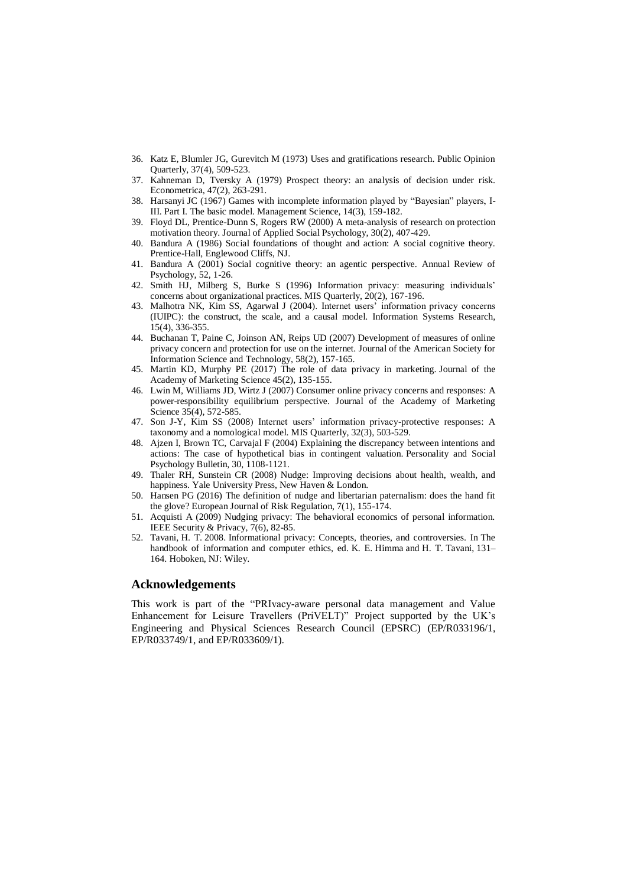36. Katz E, Blumler JG, Gurevitch M (1973) Uses and gratifications research. Public Opinion Quarterly, 37(4), 509-523.
37. Kahneman D, Tversky A (1979) Prospect theory: an analysis of decision under risk. Econometrica, 47(2), 263-291.
38. Harsanyi JC (1967) Games with incomplete information played by "Bayesian" players, I-III. Part I. The basic model. Management Science, 14(3), 159-182.
39. Floyd DL, Prentice-Dunn S, Rogers RW (2000) A meta-analysis of research on protection motivation theory. Journal of Applied Social Psychology, 30(2), 407-429.
40. Bandura A (1986) Social foundations of thought and action: A social cognitive theory. Prentice-Hall, Englewood Cliffs, NJ.
41. Bandura A (2001) Social cognitive theory: an agentic perspective. Annual Review of Psychology, 52, 1-26.
42. Smith HJ, Milberg S, Burke S (1996) Information privacy: measuring individuals' concerns about organizational practices. MIS Quarterly, 20(2), 167-196.
43. Malhotra NK, Kim SS, Agarwal J (2004). Internet users' information privacy concerns (IUIPC): the construct, the scale, and a causal model. Information Systems Research, 15(4), 336-355.
44. Buchanan T, Paine C, Joinson AN, Reips UD (2007) Development of measures of online privacy concern and protection for use on the internet. Journal of the American Society for Information Science and Technology, 58(2), 157-165.
45. Martin KD, Murphy PE (2017) The role of data privacy in marketing. Journal of the Academy of Marketing Science 45(2), 135-155.
46. Lwin M, Williams JD, Wirtz J (2007) Consumer online privacy concerns and responses: A power-responsibility equilibrium perspective. Journal of the Academy of Marketing Science 35(4), 572-585.
47. Son J-Y, Kim SS (2008) Internet users' information privacy-protective responses: A taxonomy and a nomological model. MIS Quarterly, 32(3), 503-529.
48. Ajzen I, Brown TC, Carvajal F (2004) Explaining the discrepancy between intentions and actions: The case of hypothetical bias in contingent valuation. Personality and Social Psychology Bulletin, 30, 1108-1121.
49. Thaler RH, Sunstein CR (2008) Nudge: Improving decisions about health, wealth, and happiness. Yale University Press, New Haven & London.
50. Hansen PG (2016) The definition of nudge and libertarian paternalism: does the hand fit the glove? European Journal of Risk Regulation, 7(1), 155-174.
51. Acquisti A (2009) Nudging privacy: The behavioral economics of personal information. IEEE Security & Privacy, 7(6), 82-85.
52. Tavani, H. T. 2008. Informational privacy: Concepts, theories, and controversies. In The handbook of information and computer ethics, ed. K. E. Himma and H. T. Tavani, 131–164. Hoboken, NJ: Wiley.

## Acknowledgements

This work is part of the "PRIvacy-aware personal data management and Value Enhancement for Leisure Travellers (PriVELT)" Project supported by the UK's Engineering and Physical Sciences Research Council (EPSRC) (EP/R033196/1, EP/R033749/1, and EP/R033609/1).